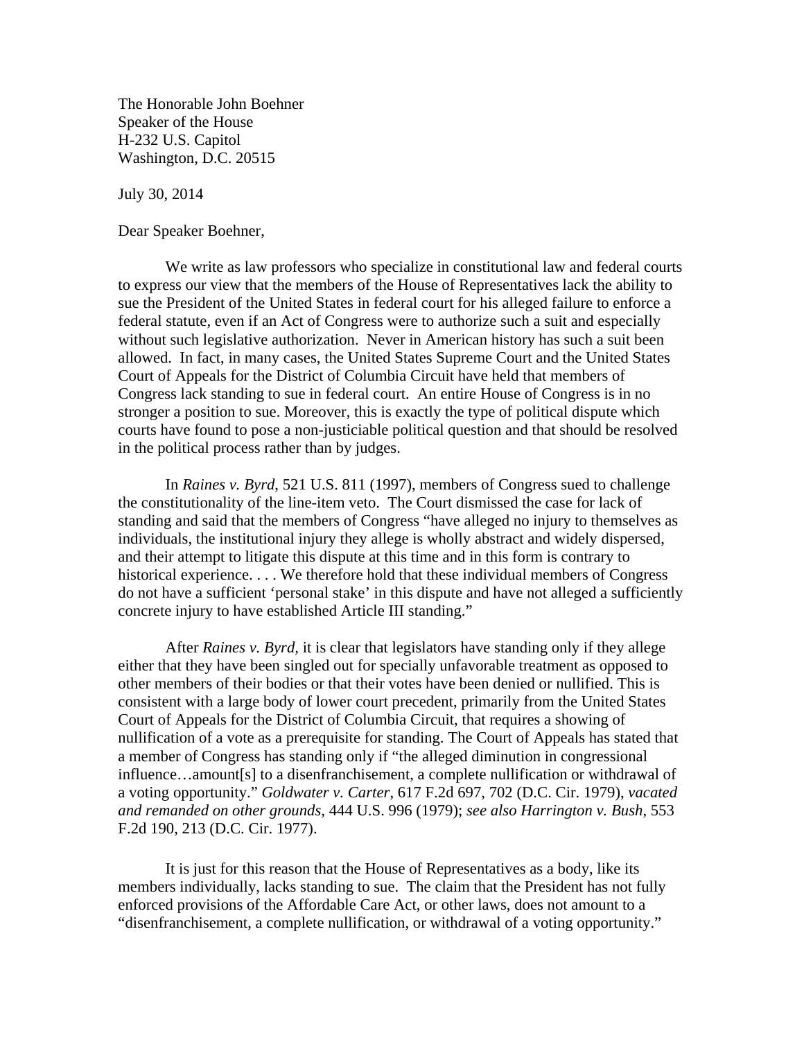The Honorable John Boehner
Speaker of the House
H-232 U.S. Capitol
Washington, D.C. 20515

July 30, 2014

Dear Speaker Boehner,

We write as law professors who specialize in constitutional law and federal courts to express our view that the members of the House of Representatives lack the ability to sue the President of the United States in federal court for his alleged failure to enforce a federal statute, even if an Act of Congress were to authorize such a suit and especially without such legislative authorization. Never in American history has such a suit been allowed. In fact, in many cases, the United States Supreme Court and the United States Court of Appeals for the District of Columbia Circuit have held that members of Congress lack standing to sue in federal court. An entire House of Congress is in no stronger a position to sue. Moreover, this is exactly the type of political dispute which courts have found to pose a non-justiciable political question and that should be resolved in the political process rather than by judges.

In *Raines v. Byrd*, 521 U.S. 811 (1997), members of Congress sued to challenge the constitutionality of the line-item veto. The Court dismissed the case for lack of standing and said that the members of Congress "have alleged no injury to themselves as individuals, the institutional injury they allege is wholly abstract and widely dispersed, and their attempt to litigate this dispute at this time and in this form is contrary to historical experience. . . . We therefore hold that these individual members of Congress do not have a sufficient 'personal stake' in this dispute and have not alleged a sufficiently concrete injury to have established Article III standing."

After *Raines v. Byrd*, it is clear that legislators have standing only if they allege either that they have been singled out for specially unfavorable treatment as opposed to other members of their bodies or that their votes have been denied or nullified. This is consistent with a large body of lower court precedent, primarily from the United States Court of Appeals for the District of Columbia Circuit, that requires a showing of nullification of a vote as a prerequisite for standing. The Court of Appeals has stated that a member of Congress has standing only if "the alleged diminution in congressional influence…amount[s] to a disenfranchisement, a complete nullification or withdrawal of a voting opportunity." *Goldwater v. Carter*, 617 F.2d 697, 702 (D.C. Cir. 1979), *vacated and remanded on other grounds*, 444 U.S. 996 (1979); *see also Harrington v. Bush*, 553 F.2d 190, 213 (D.C. Cir. 1977).

It is just for this reason that the House of Representatives as a body, like its members individually, lacks standing to sue. The claim that the President has not fully enforced provisions of the Affordable Care Act, or other laws, does not amount to a "disenfranchisement, a complete nullification, or withdrawal of a voting opportunity."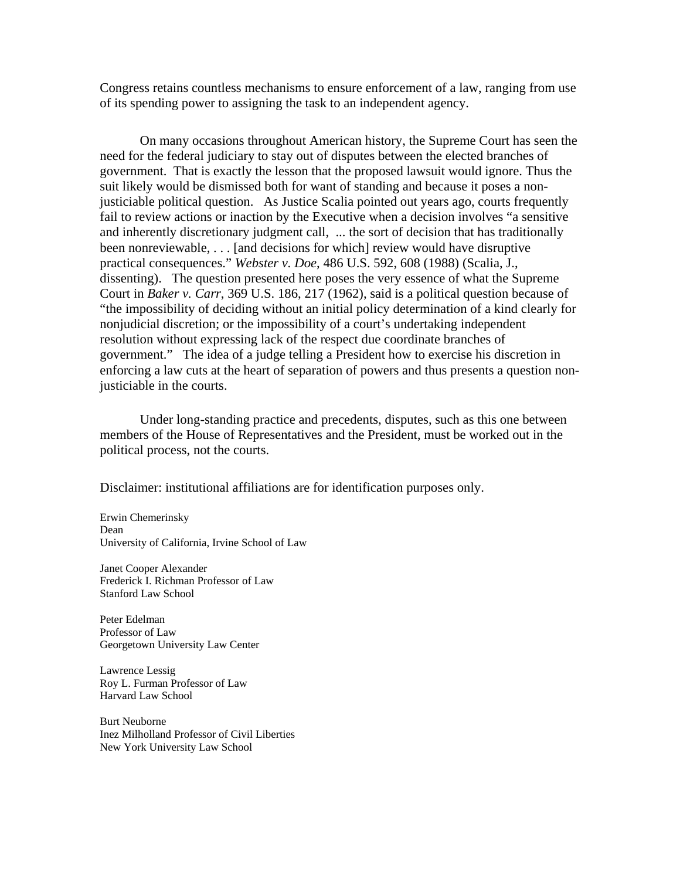Congress retains countless mechanisms to ensure enforcement of a law, ranging from use of its spending power to assigning the task to an independent agency.

On many occasions throughout American history, the Supreme Court has seen the need for the federal judiciary to stay out of disputes between the elected branches of government. That is exactly the lesson that the proposed lawsuit would ignore. Thus the suit likely would be dismissed both for want of standing and because it poses a non-justiciable political question. As Justice Scalia pointed out years ago, courts frequently fail to review actions or inaction by the Executive when a decision involves "a sensitive and inherently discretionary judgment call, ... the sort of decision that has traditionally been nonreviewable, . . . [and decisions for which] review would have disruptive practical consequences." *Webster v. Doe*, 486 U.S. 592, 608 (1988) (Scalia, J., dissenting). The question presented here poses the very essence of what the Supreme Court in *Baker v. Carr*, 369 U.S. 186, 217 (1962), said is a political question because of "the impossibility of deciding without an initial policy determination of a kind clearly for nonjudicial discretion; or the impossibility of a court's undertaking independent resolution without expressing lack of the respect due coordinate branches of government." The idea of a judge telling a President how to exercise his discretion in enforcing a law cuts at the heart of separation of powers and thus presents a question non-justiciable in the courts.

Under long-standing practice and precedents, disputes, such as this one between members of the House of Representatives and the President, must be worked out in the political process, not the courts.

Disclaimer: institutional affiliations are for identification purposes only.

Erwin Chemerinsky
Dean
University of California, Irvine School of Law

Janet Cooper Alexander
Frederick I. Richman Professor of Law
Stanford Law School

Peter Edelman
Professor of Law
Georgetown University Law Center

Lawrence Lessig
Roy L. Furman Professor of Law
Harvard Law School

Burt Neuborne
Inez Milholland Professor of Civil Liberties
New York University Law School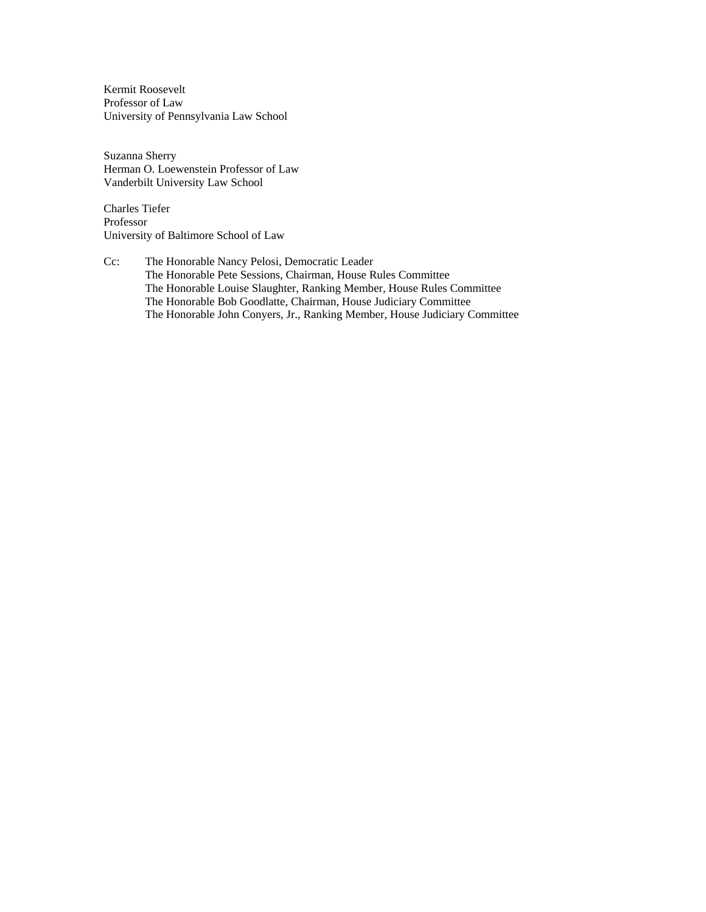Kermit Roosevelt
Professor of Law
University of Pennsylvania Law School

Suzanna Sherry
Herman O. Loewenstein Professor of Law
Vanderbilt University Law School

Charles Tiefer
Professor
University of Baltimore School of Law

Cc: The Honorable Nancy Pelosi, Democratic Leader
The Honorable Pete Sessions, Chairman, House Rules Committee
The Honorable Louise Slaughter, Ranking Member, House Rules Committee
The Honorable Bob Goodlatte, Chairman, House Judiciary Committee
The Honorable John Conyers, Jr., Ranking Member, House Judiciary Committee